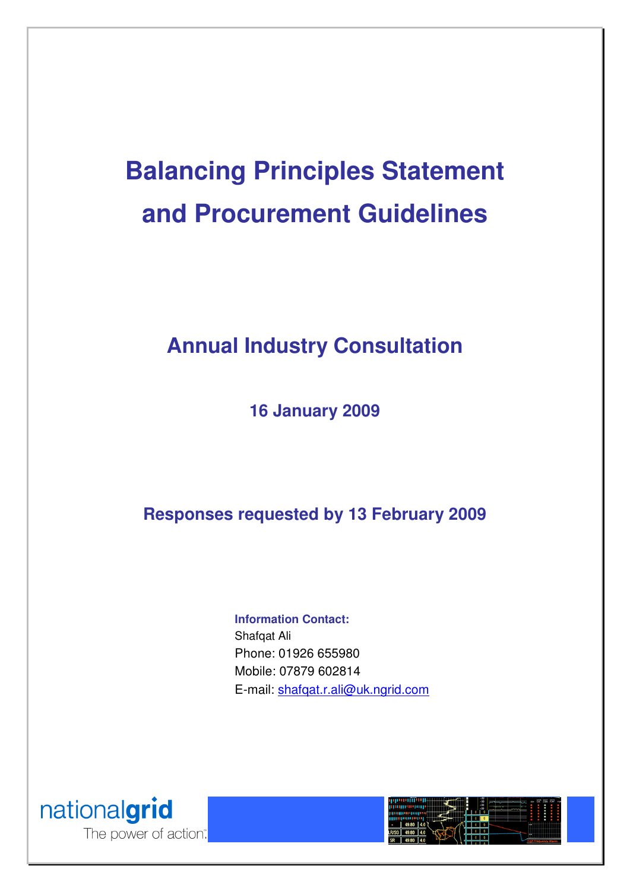# Balancing Principles Statement and Procurement Guidelines

## Annual Industry Consultation

### 16 January 2009

### Responses requested by 13 February 2009

**Information Contact:**
Shafqat Ali
Phone: 01926 655980
Mobile: 07879 602814
E-mail: shafqat.r.ali@uk.ngrid.com

nationalgrid
The power of action.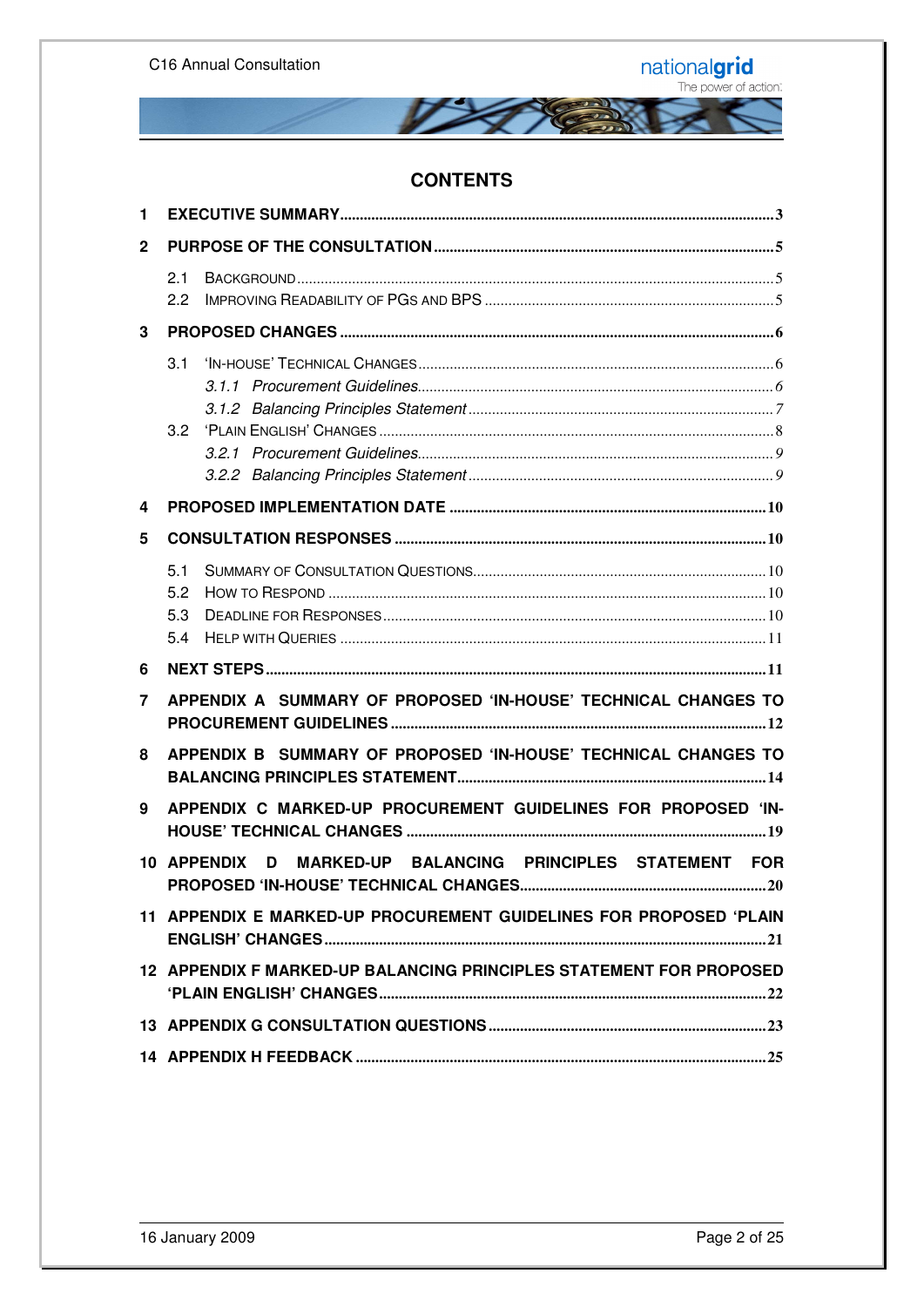# CONTENTS

1 EXECUTIVE SUMMARY ..... 3

2 PURPOSE OF THE CONSULTATION ..... 5

- 2.1 BACKGROUND ..... 5
- 2.2 IMPROVING READABILITY OF PGS AND BPS ..... 5

3 PROPOSED CHANGES ..... 6

- 3.1 'IN-HOUSE' TECHNICAL CHANGES ..... 6
  - *3.1.1 Procurement Guidelines* ..... 6
  - *3.1.2 Balancing Principles Statement* ..... 7
- 3.2 'PLAIN ENGLISH' CHANGES ..... 8
  - *3.2.1 Procurement Guidelines* ..... 9
  - *3.2.2 Balancing Principles Statement* ..... 9

4 PROPOSED IMPLEMENTATION DATE ..... 10

5 CONSULTATION RESPONSES ..... 10

- 5.1 SUMMARY OF CONSULTATION QUESTIONS ..... 10
- 5.2 HOW TO RESPOND ..... 10
- 5.3 DEADLINE FOR RESPONSES ..... 10
- 5.4 HELP WITH QUERIES ..... 11

6 NEXT STEPS ..... 11

7 APPENDIX A SUMMARY OF PROPOSED 'IN-HOUSE' TECHNICAL CHANGES TO PROCUREMENT GUIDELINES ..... 12

8 APPENDIX B SUMMARY OF PROPOSED 'IN-HOUSE' TECHNICAL CHANGES TO BALANCING PRINCIPLES STATEMENT ..... 14

9 APPENDIX C MARKED-UP PROCUREMENT GUIDELINES FOR PROPOSED 'IN-HOUSE' TECHNICAL CHANGES ..... 19

10 APPENDIX D MARKED-UP BALANCING PRINCIPLES STATEMENT FOR PROPOSED 'IN-HOUSE' TECHNICAL CHANGES ..... 20

11 APPENDIX E MARKED-UP PROCUREMENT GUIDELINES FOR PROPOSED 'PLAIN ENGLISH' CHANGES ..... 21

12 APPENDIX F MARKED-UP BALANCING PRINCIPLES STATEMENT FOR PROPOSED 'PLAIN ENGLISH' CHANGES ..... 22

13 APPENDIX G CONSULTATION QUESTIONS ..... 23

14 APPENDIX H FEEDBACK ..... 25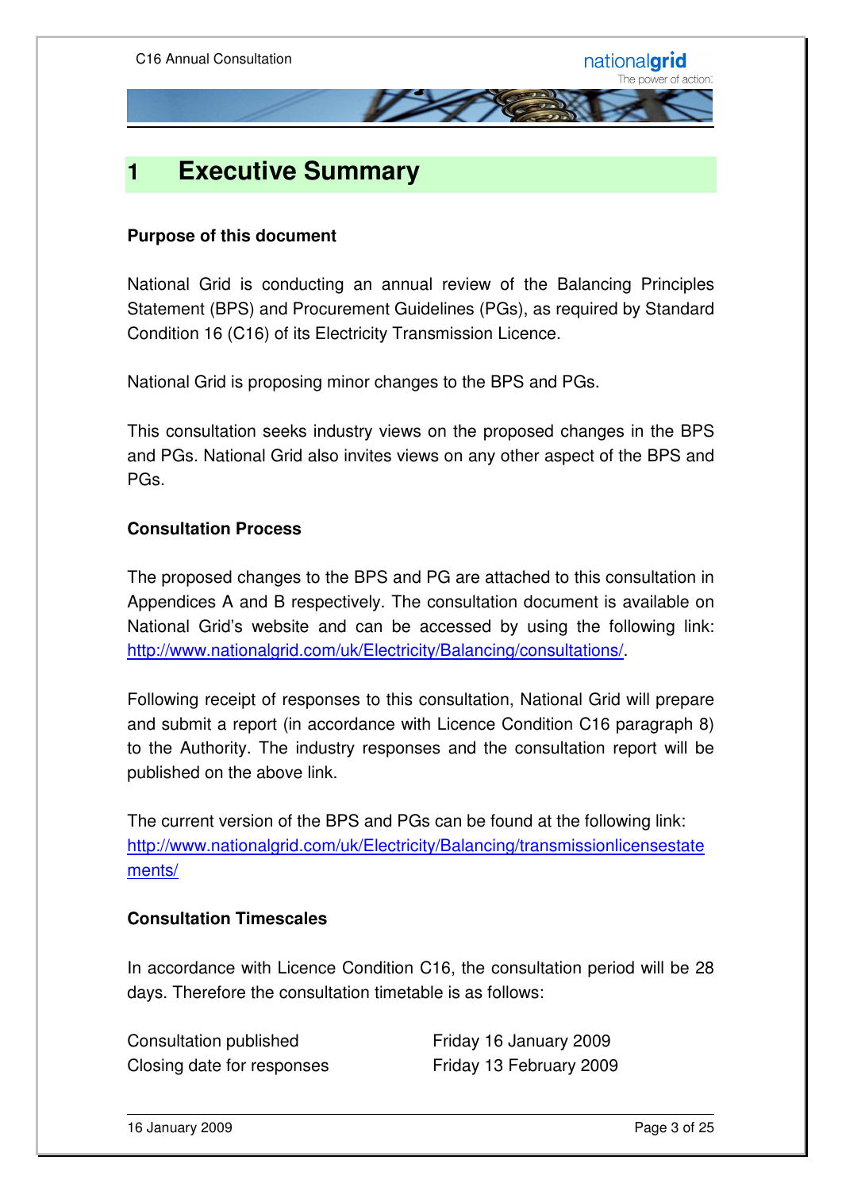# 1 Executive Summary

**Purpose of this document**

National Grid is conducting an annual review of the Balancing Principles Statement (BPS) and Procurement Guidelines (PGs), as required by Standard Condition 16 (C16) of its Electricity Transmission Licence.

National Grid is proposing minor changes to the BPS and PGs.

This consultation seeks industry views on the proposed changes in the BPS and PGs. National Grid also invites views on any other aspect of the BPS and PGs.

**Consultation Process**

The proposed changes to the BPS and PG are attached to this consultation in Appendices A and B respectively. The consultation document is available on National Grid's website and can be accessed by using the following link: http://www.nationalgrid.com/uk/Electricity/Balancing/consultations/.

Following receipt of responses to this consultation, National Grid will prepare and submit a report (in accordance with Licence Condition C16 paragraph 8) to the Authority. The industry responses and the consultation report will be published on the above link.

The current version of the BPS and PGs can be found at the following link: http://www.nationalgrid.com/uk/Electricity/Balancing/transmissionlicensestatements/

**Consultation Timescales**

In accordance with Licence Condition C16, the consultation period will be 28 days. Therefore the consultation timetable is as follows:

| | |
|---|---|
| Consultation published | Friday 16 January 2009 |
| Closing date for responses | Friday 13 February 2009 |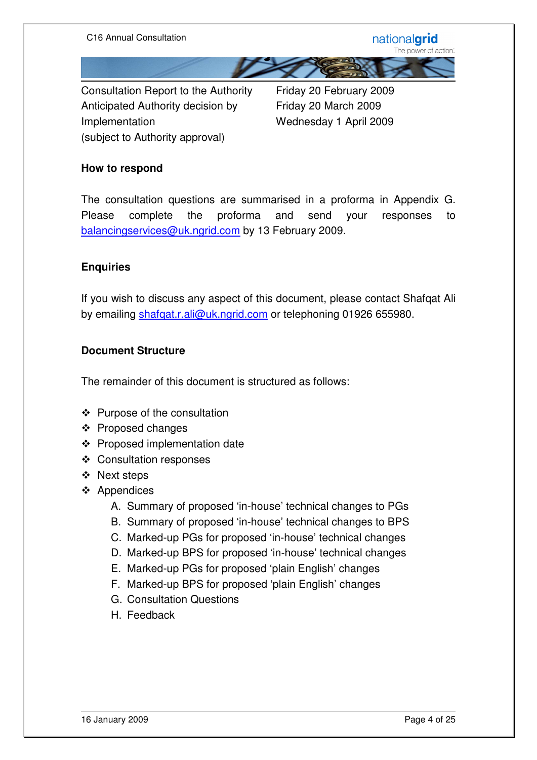| | |
|---|---|
| Consultation Report to the Authority | Friday 20 February 2009 |
| Anticipated Authority decision by | Friday 20 March 2009 |
| Implementation (subject to Authority approval) | Wednesday 1 April 2009 |

**How to respond**

The consultation questions are summarised in a proforma in Appendix G. Please complete the proforma and send your responses to balancingservices@uk.ngrid.com by 13 February 2009.

**Enquiries**

If you wish to discuss any aspect of this document, please contact Shafqat Ali by emailing shafqat.r.ali@uk.ngrid.com or telephoning 01926 655980.

**Document Structure**

The remainder of this document is structured as follows:

- Purpose of the consultation
- Proposed changes
- Proposed implementation date
- Consultation responses
- Next steps
- Appendices
  - A. Summary of proposed 'in-house' technical changes to PGs
  - B. Summary of proposed 'in-house' technical changes to BPS
  - C. Marked-up PGs for proposed 'in-house' technical changes
  - D. Marked-up BPS for proposed 'in-house' technical changes
  - E. Marked-up PGs for proposed 'plain English' changes
  - F. Marked-up BPS for proposed 'plain English' changes
  - G. Consultation Questions
  - H. Feedback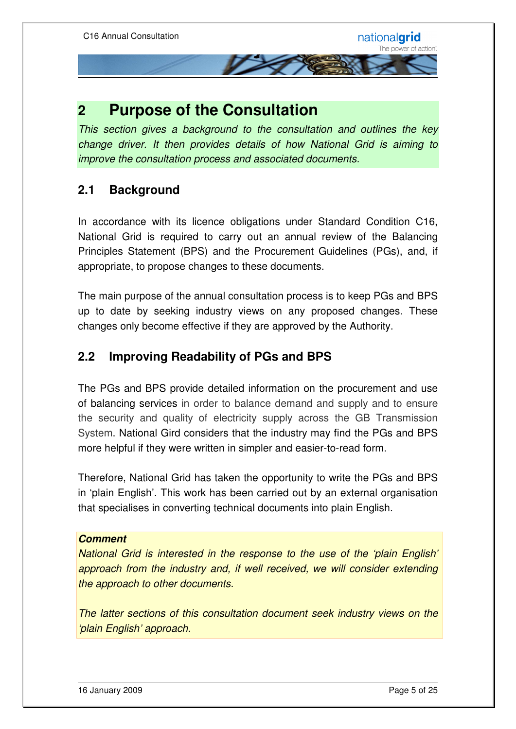# 2 Purpose of the Consultation

*This section gives a background to the consultation and outlines the key change driver. It then provides details of how National Grid is aiming to improve the consultation process and associated documents.*

## 2.1 Background

In accordance with its licence obligations under Standard Condition C16, National Grid is required to carry out an annual review of the Balancing Principles Statement (BPS) and the Procurement Guidelines (PGs), and, if appropriate, to propose changes to these documents.

The main purpose of the annual consultation process is to keep PGs and BPS up to date by seeking industry views on any proposed changes. These changes only become effective if they are approved by the Authority.

## 2.2 Improving Readability of PGs and BPS

The PGs and BPS provide detailed information on the procurement and use of balancing services in order to balance demand and supply and to ensure the security and quality of electricity supply across the GB Transmission System. National Gird considers that the industry may find the PGs and BPS more helpful if they were written in simpler and easier-to-read form.

Therefore, National Grid has taken the opportunity to write the PGs and BPS in 'plain English'. This work has been carried out by an external organisation that specialises in converting technical documents into plain English.

***Comment***

*National Grid is interested in the response to the use of the 'plain English' approach from the industry and, if well received, we will consider extending the approach to other documents.*

*The latter sections of this consultation document seek industry views on the 'plain English' approach.*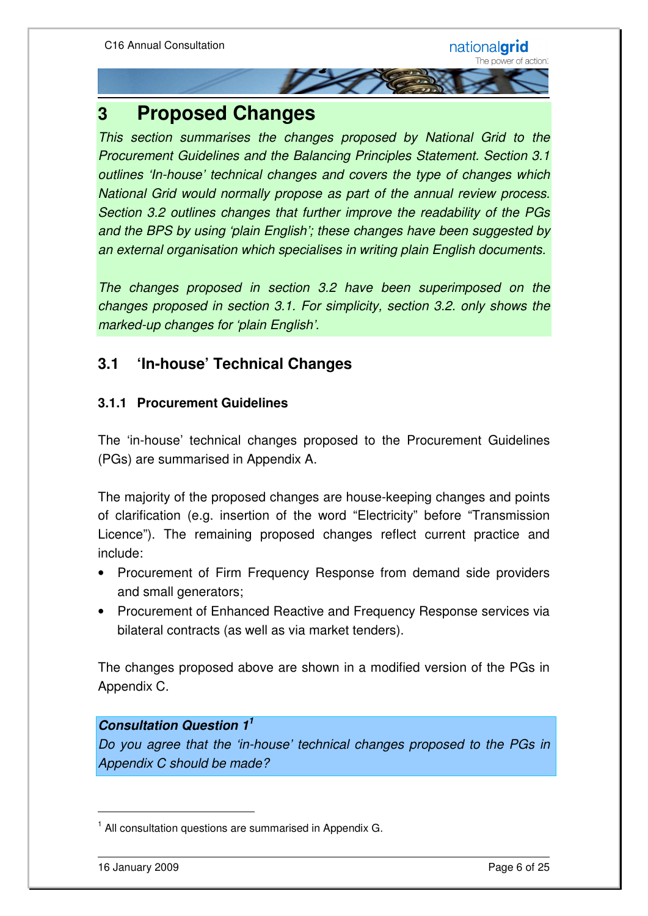# 3 Proposed Changes

*This section summarises the changes proposed by National Grid to the Procurement Guidelines and the Balancing Principles Statement. Section 3.1 outlines 'In-house' technical changes and covers the type of changes which National Grid would normally propose as part of the annual review process. Section 3.2 outlines changes that further improve the readability of the PGs and the BPS by using 'plain English'; these changes have been suggested by an external organisation which specialises in writing plain English documents.*

*The changes proposed in section 3.2 have been superimposed on the changes proposed in section 3.1. For simplicity, section 3.2. only shows the marked-up changes for 'plain English'.*

## 3.1 'In-house' Technical Changes

### 3.1.1 Procurement Guidelines

The 'in-house' technical changes proposed to the Procurement Guidelines (PGs) are summarised in Appendix A.

The majority of the proposed changes are house-keeping changes and points of clarification (e.g. insertion of the word "Electricity" before "Transmission Licence"). The remaining proposed changes reflect current practice and include:

- Procurement of Firm Frequency Response from demand side providers and small generators;
- Procurement of Enhanced Reactive and Frequency Response services via bilateral contracts (as well as via market tenders).

The changes proposed above are shown in a modified version of the PGs in Appendix C.

***Consultation Question 1[1]***

*Do you agree that the 'in-house' technical changes proposed to the PGs in Appendix C should be made?*

[1] All consultation questions are summarised in Appendix G.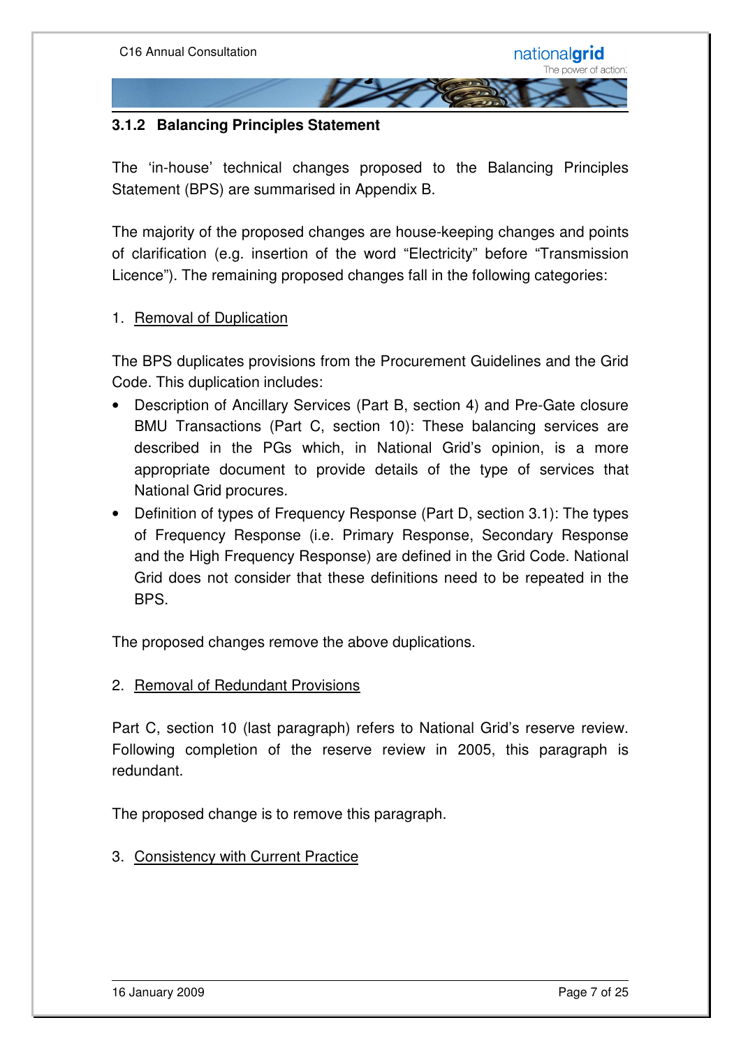### 3.1.2 Balancing Principles Statement

The 'in-house' technical changes proposed to the Balancing Principles Statement (BPS) are summarised in Appendix B.

The majority of the proposed changes are house-keeping changes and points of clarification (e.g. insertion of the word "Electricity" before "Transmission Licence"). The remaining proposed changes fall in the following categories:

1. <u>Removal of Duplication</u>

The BPS duplicates provisions from the Procurement Guidelines and the Grid Code. This duplication includes:

- Description of Ancillary Services (Part B, section 4) and Pre-Gate closure BMU Transactions (Part C, section 10): These balancing services are described in the PGs which, in National Grid's opinion, is a more appropriate document to provide details of the type of services that National Grid procures.
- Definition of types of Frequency Response (Part D, section 3.1): The types of Frequency Response (i.e. Primary Response, Secondary Response and the High Frequency Response) are defined in the Grid Code. National Grid does not consider that these definitions need to be repeated in the BPS.

The proposed changes remove the above duplications.

2. <u>Removal of Redundant Provisions</u>

Part C, section 10 (last paragraph) refers to National Grid's reserve review. Following completion of the reserve review in 2005, this paragraph is redundant.

The proposed change is to remove this paragraph.

3. <u>Consistency with Current Practice</u>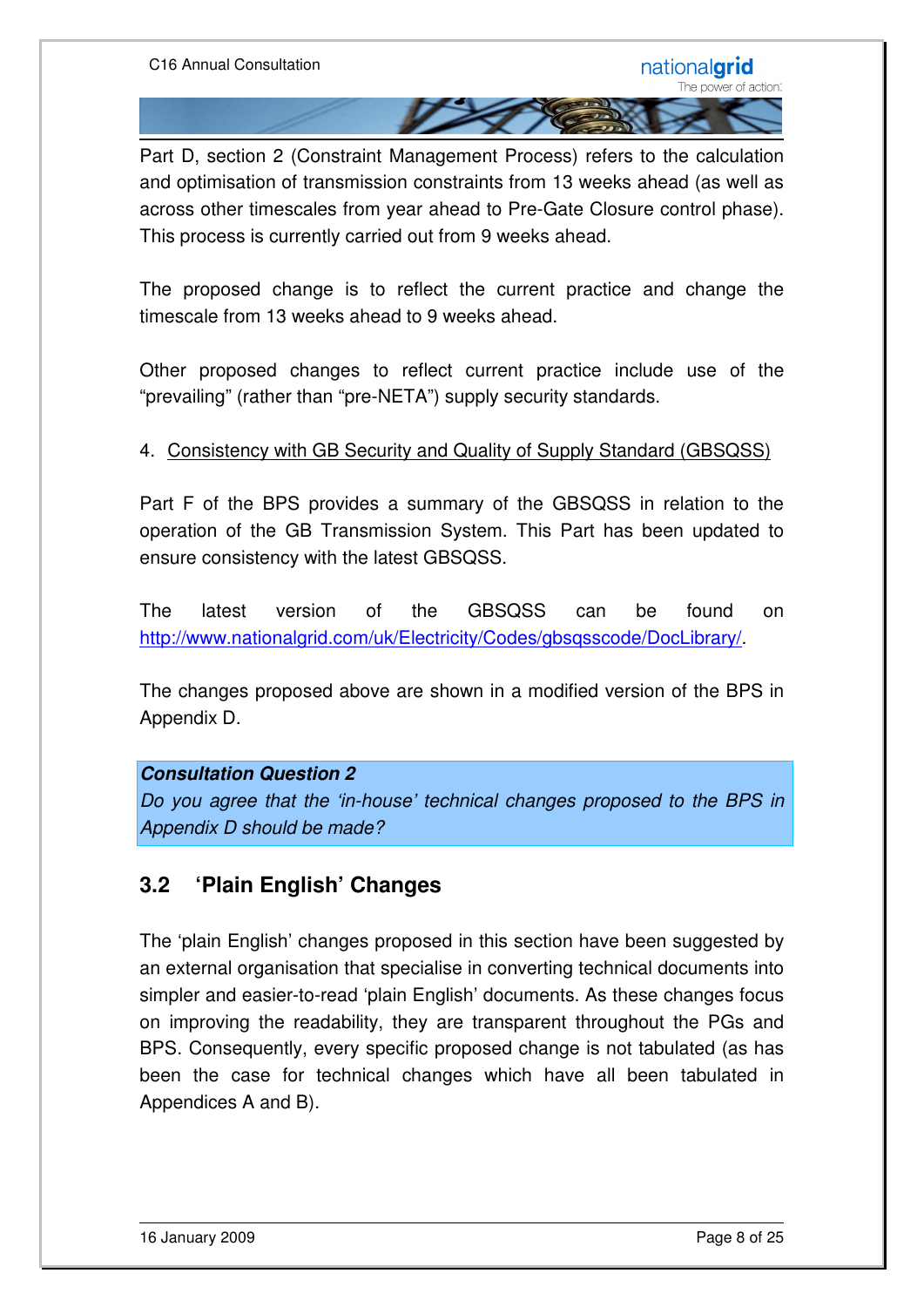Part D, section 2 (Constraint Management Process) refers to the calculation and optimisation of transmission constraints from 13 weeks ahead (as well as across other timescales from year ahead to Pre-Gate Closure control phase). This process is currently carried out from 9 weeks ahead.

The proposed change is to reflect the current practice and change the timescale from 13 weeks ahead to 9 weeks ahead.

Other proposed changes to reflect current practice include use of the "prevailing" (rather than "pre-NETA") supply security standards.

4. Consistency with GB Security and Quality of Supply Standard (GBSQSS)

Part F of the BPS provides a summary of the GBSQSS in relation to the operation of the GB Transmission System. This Part has been updated to ensure consistency with the latest GBSQSS.

The latest version of the GBSQSS can be found on http://www.nationalgrid.com/uk/Electricity/Codes/gbsqsscode/DocLibrary/.

The changes proposed above are shown in a modified version of the BPS in Appendix D.

***Consultation Question 2***
*Do you agree that the 'in-house' technical changes proposed to the BPS in Appendix D should be made?*

## 3.2 'Plain English' Changes

The 'plain English' changes proposed in this section have been suggested by an external organisation that specialise in converting technical documents into simpler and easier-to-read 'plain English' documents. As these changes focus on improving the readability, they are transparent throughout the PGs and BPS. Consequently, every specific proposed change is not tabulated (as has been the case for technical changes which have all been tabulated in Appendices A and B).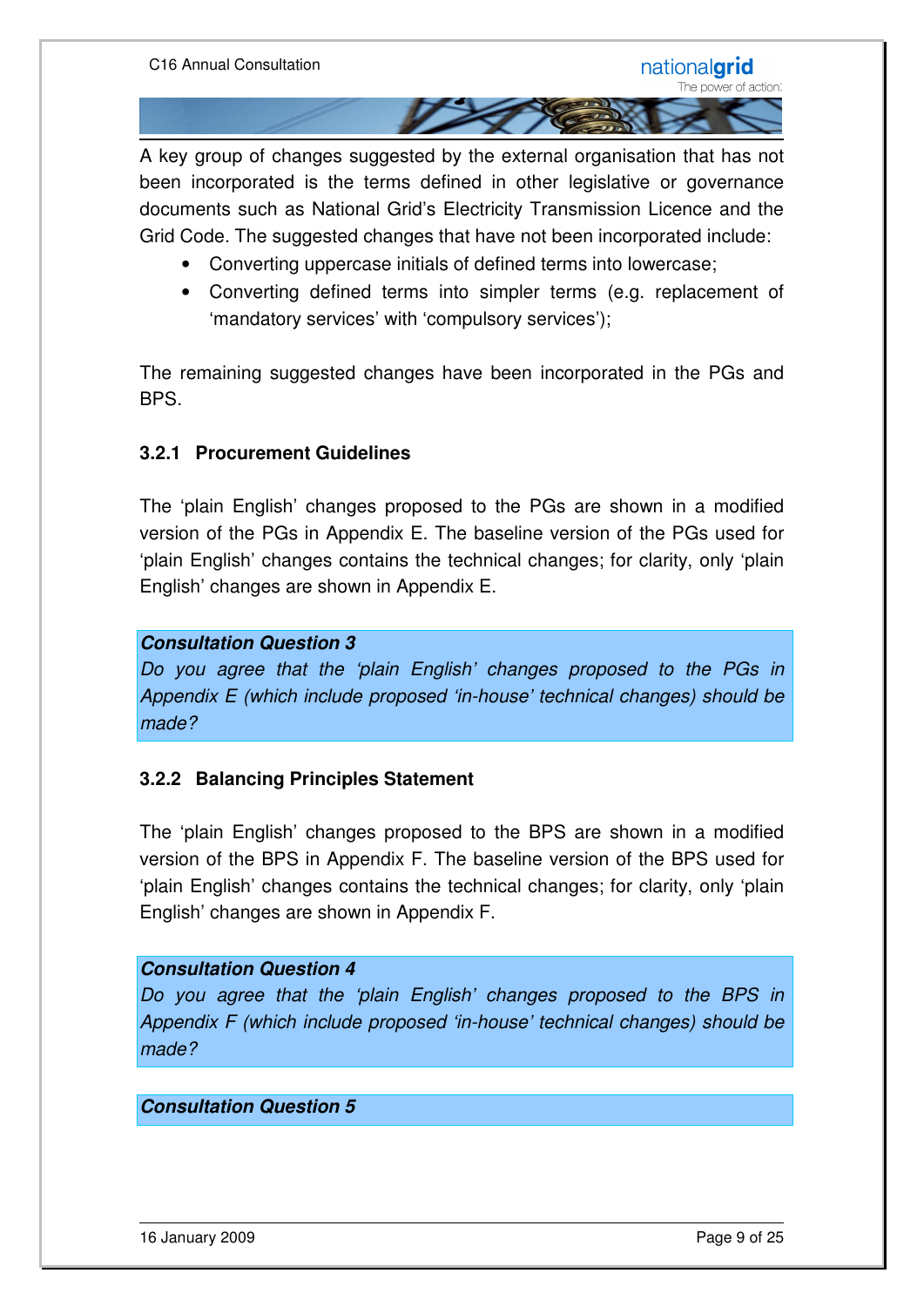A key group of changes suggested by the external organisation that has not been incorporated is the terms defined in other legislative or governance documents such as National Grid's Electricity Transmission Licence and the Grid Code. The suggested changes that have not been incorporated include:

- Converting uppercase initials of defined terms into lowercase;
- Converting defined terms into simpler terms (e.g. replacement of 'mandatory services' with 'compulsory services');

The remaining suggested changes have been incorporated in the PGs and BPS.

### 3.2.1 Procurement Guidelines

The 'plain English' changes proposed to the PGs are shown in a modified version of the PGs in Appendix E. The baseline version of the PGs used for 'plain English' changes contains the technical changes; for clarity, only 'plain English' changes are shown in Appendix E.

***Consultation Question 3***

*Do you agree that the 'plain English' changes proposed to the PGs in Appendix E (which include proposed 'in-house' technical changes) should be made?*

### 3.2.2 Balancing Principles Statement

The 'plain English' changes proposed to the BPS are shown in a modified version of the BPS in Appendix F. The baseline version of the BPS used for 'plain English' changes contains the technical changes; for clarity, only 'plain English' changes are shown in Appendix F.

***Consultation Question 4***

*Do you agree that the 'plain English' changes proposed to the BPS in Appendix F (which include proposed 'in-house' technical changes) should be made?*

***Consultation Question 5***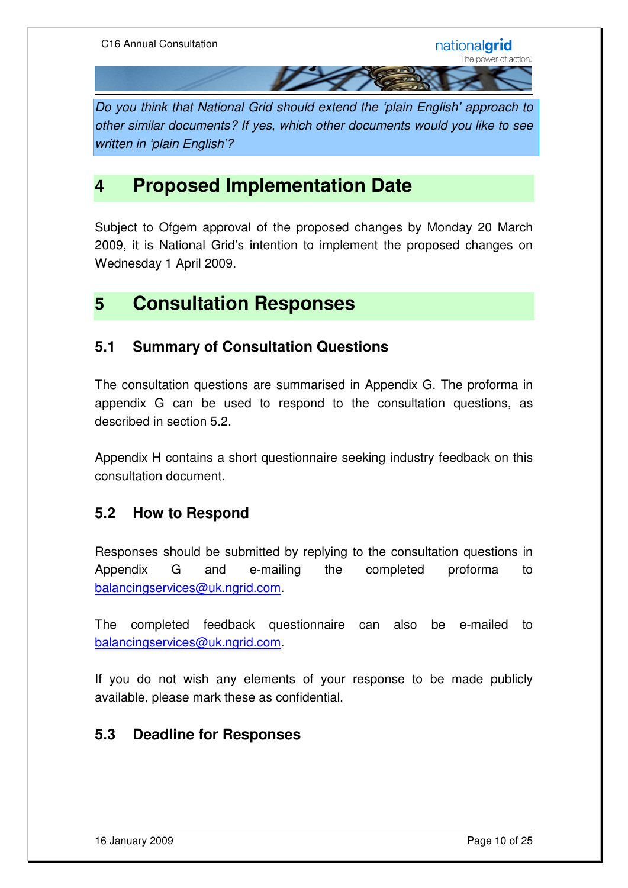*Do you think that National Grid should extend the 'plain English' approach to other similar documents? If yes, which other documents would you like to see written in 'plain English'?*

# 4 Proposed Implementation Date

Subject to Ofgem approval of the proposed changes by Monday 20 March 2009, it is National Grid's intention to implement the proposed changes on Wednesday 1 April 2009.

# 5 Consultation Responses

## 5.1 Summary of Consultation Questions

The consultation questions are summarised in Appendix G. The proforma in appendix G can be used to respond to the consultation questions, as described in section 5.2.

Appendix H contains a short questionnaire seeking industry feedback on this consultation document.

## 5.2 How to Respond

Responses should be submitted by replying to the consultation questions in Appendix G and e-mailing the completed proforma to balancingservices@uk.ngrid.com.

The completed feedback questionnaire can also be e-mailed to balancingservices@uk.ngrid.com.

If you do not wish any elements of your response to be made publicly available, please mark these as confidential.

## 5.3 Deadline for Responses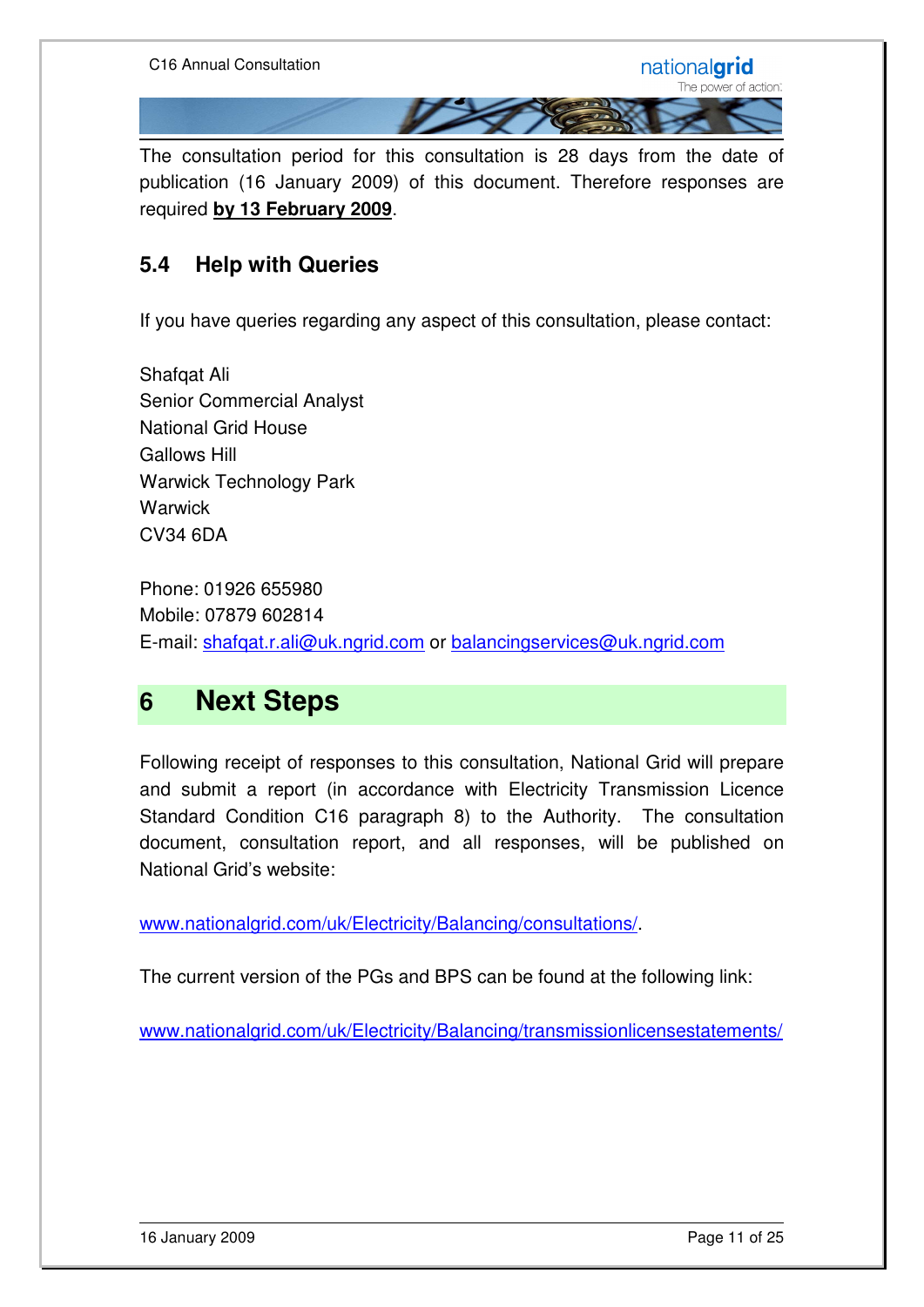The consultation period for this consultation is 28 days from the date of publication (16 January 2009) of this document. Therefore responses are required **by 13 February 2009**.

### 5.4 Help with Queries

If you have queries regarding any aspect of this consultation, please contact:

Shafqat Ali
Senior Commercial Analyst
National Grid House
Gallows Hill
Warwick Technology Park
Warwick
CV34 6DA

Phone: 01926 655980
Mobile: 07879 602814
E-mail: shafqat.r.ali@uk.ngrid.com or balancingservices@uk.ngrid.com

## 6 Next Steps

Following receipt of responses to this consultation, National Grid will prepare and submit a report (in accordance with Electricity Transmission Licence Standard Condition C16 paragraph 8) to the Authority. The consultation document, consultation report, and all responses, will be published on National Grid's website:

www.nationalgrid.com/uk/Electricity/Balancing/consultations/.

The current version of the PGs and BPS can be found at the following link:

www.nationalgrid.com/uk/Electricity/Balancing/transmissionlicensestatements/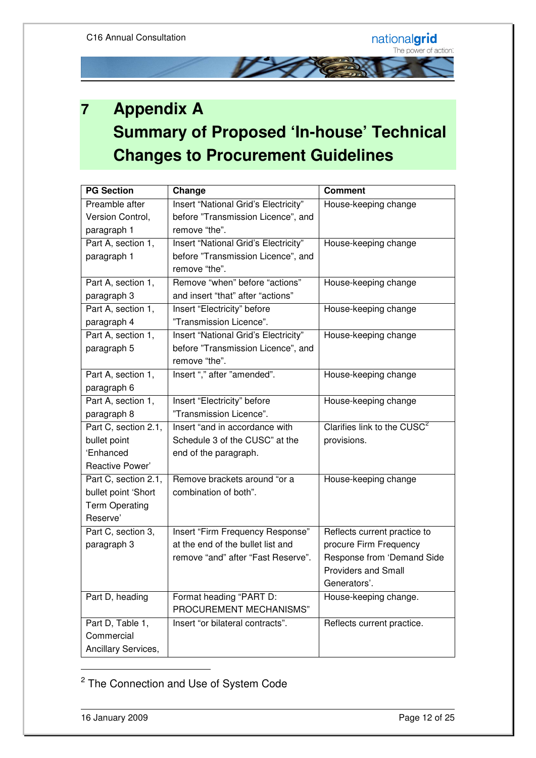# 7 Appendix A
# Summary of Proposed 'In-house' Technical Changes to Procurement Guidelines

| PG Section | Change | Comment |
|---|---|---|
| Preamble after Version Control, paragraph 1 | Insert "National Grid's Electricity" before "Transmission Licence", and remove "the". | House-keeping change |
| Part A, section 1, paragraph 1 | Insert "National Grid's Electricity" before "Transmission Licence", and remove "the". | House-keeping change |
| Part A, section 1, paragraph 3 | Remove "when" before "actions" and insert "that" after "actions" | House-keeping change |
| Part A, section 1, paragraph 4 | Insert "Electricity" before "Transmission Licence". | House-keeping change |
| Part A, section 1, paragraph 5 | Insert "National Grid's Electricity" before "Transmission Licence", and remove "the". | House-keeping change |
| Part A, section 1, paragraph 6 | Insert "," after "amended". | House-keeping change |
| Part A, section 1, paragraph 8 | Insert "Electricity" before "Transmission Licence". | House-keeping change |
| Part C, section 2.1, bullet point 'Enhanced Reactive Power' | Insert "and in accordance with Schedule 3 of the CUSC" at the end of the paragraph. | Clarifies link to the CUSC[2] provisions. |
| Part C, section 2.1, bullet point 'Short Term Operating Reserve' | Remove brackets around "or a combination of both". | House-keeping change |
| Part C, section 3, paragraph 3 | Insert "Firm Frequency Response" at the end of the bullet list and remove "and" after "Fast Reserve". | Reflects current practice to procure Firm Frequency Response from 'Demand Side Providers and Small Generators'. |
| Part D, heading | Format heading "PART D: PROCUREMENT MECHANISMS" | House-keeping change. |
| Part D, Table 1, Commercial Ancillary Services, | Insert "or bilateral contracts". | Reflects current practice. |

[2] The Connection and Use of System Code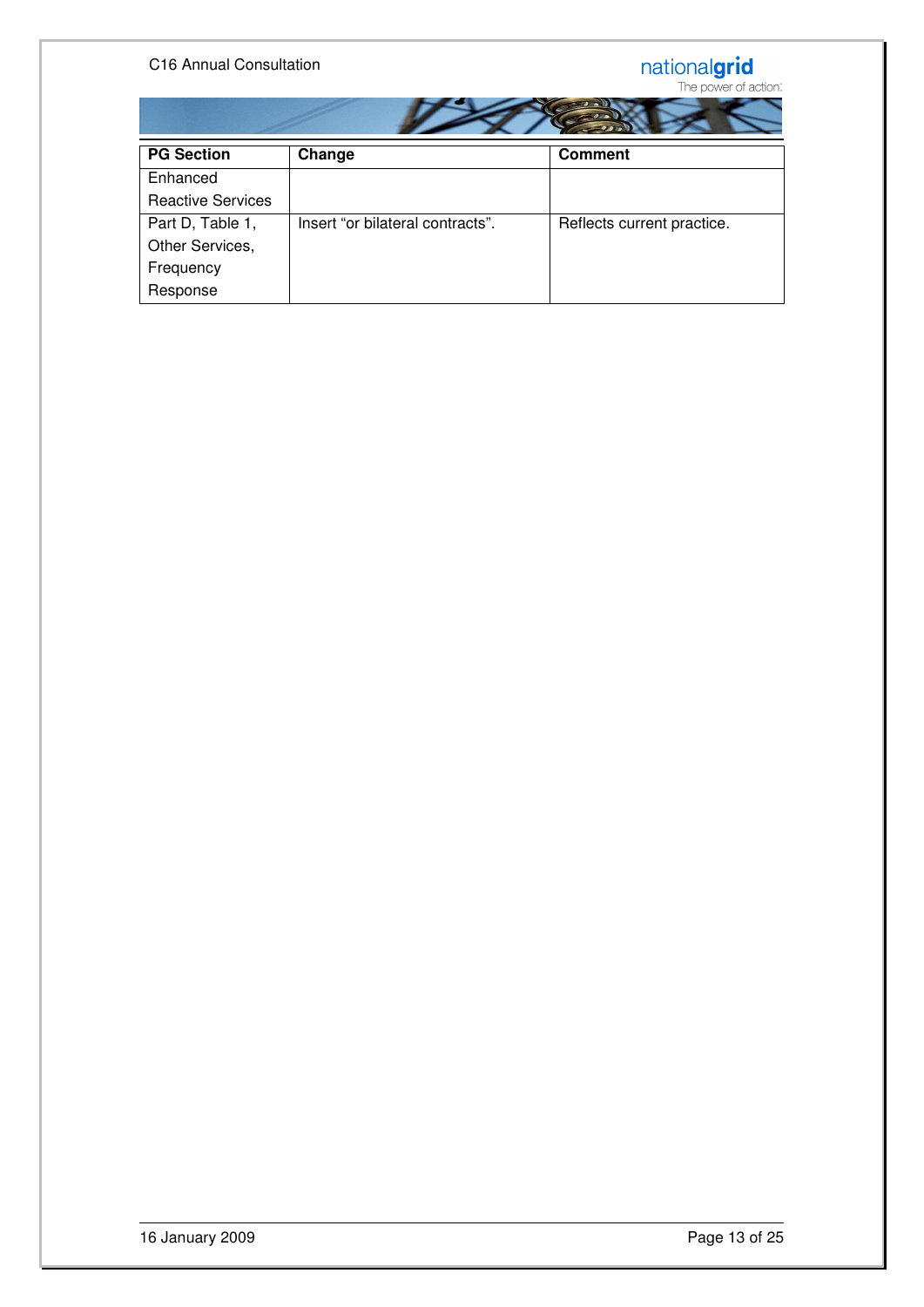| PG Section | Change | Comment |
|---|---|---|
| Enhanced Reactive Services | | |
| Part D, Table 1, Other Services, Frequency Response | Insert “or bilateral contracts”. | Reflects current practice. |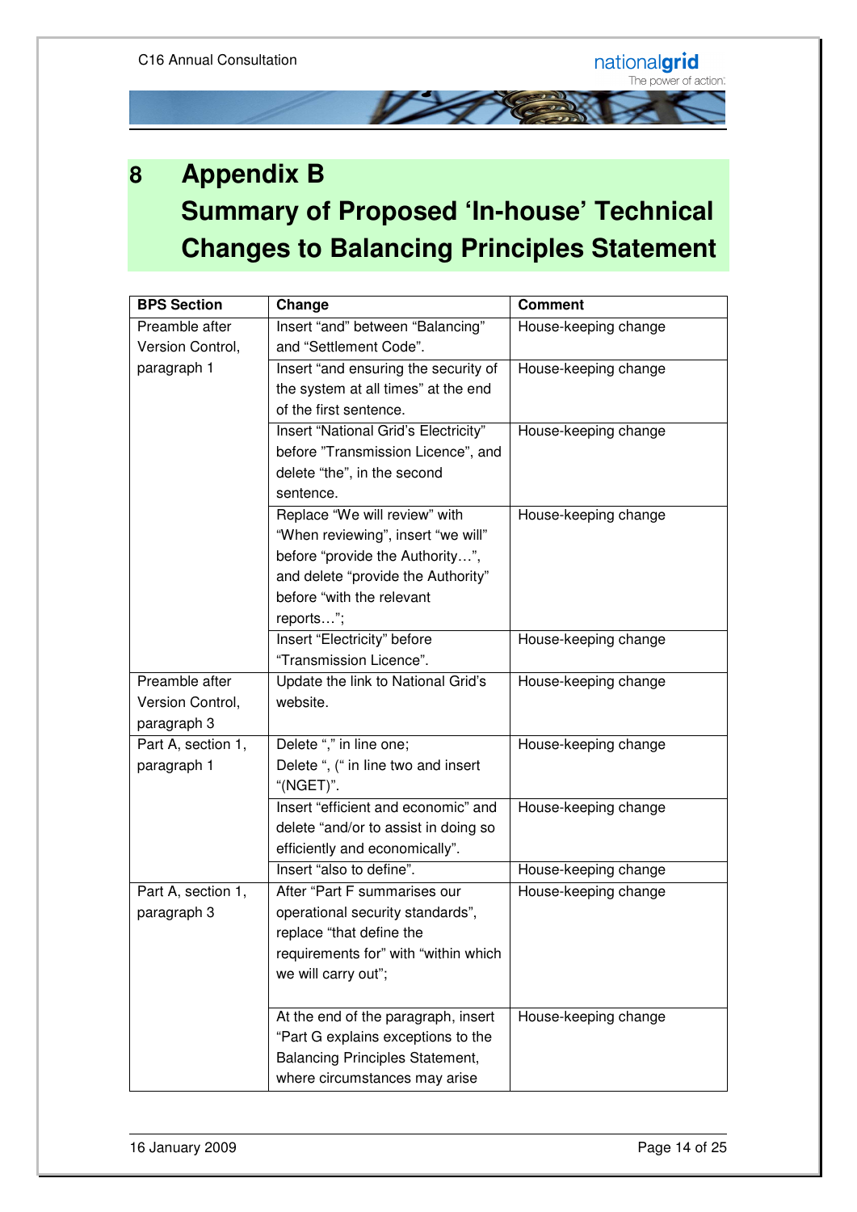# 8 Appendix B
# Summary of Proposed 'In-house' Technical Changes to Balancing Principles Statement

| BPS Section | Change | Comment |
|---|---|---|
| Preamble after Version Control, paragraph 1 | Insert "and" between "Balancing" and "Settlement Code". | House-keeping change |
| | Insert "and ensuring the security of the system at all times" at the end of the first sentence. | House-keeping change |
| | Insert "National Grid's Electricity" before "Transmission Licence", and delete "the", in the second sentence. | House-keeping change |
| | Replace "We will review" with "When reviewing", insert "we will" before "provide the Authority…", and delete "provide the Authority" before "with the relevant reports…"; | House-keeping change |
| | Insert "Electricity" before "Transmission Licence". | House-keeping change |
| Preamble after Version Control, paragraph 3 | Update the link to National Grid's website. | House-keeping change |
| Part A, section 1, paragraph 1 | Delete "," in line one; Delete ", (" in line two and insert "(NGET)". | House-keeping change |
| | Insert "efficient and economic" and delete "and/or to assist in doing so efficiently and economically". | House-keeping change |
| | Insert "also to define". | House-keeping change |
| Part A, section 1, paragraph 3 | After "Part F summarises our operational security standards", replace "that define the requirements for" with "within which we will carry out"; | House-keeping change |
| | At the end of the paragraph, insert "Part G explains exceptions to the Balancing Principles Statement, where circumstances may arise | House-keeping change |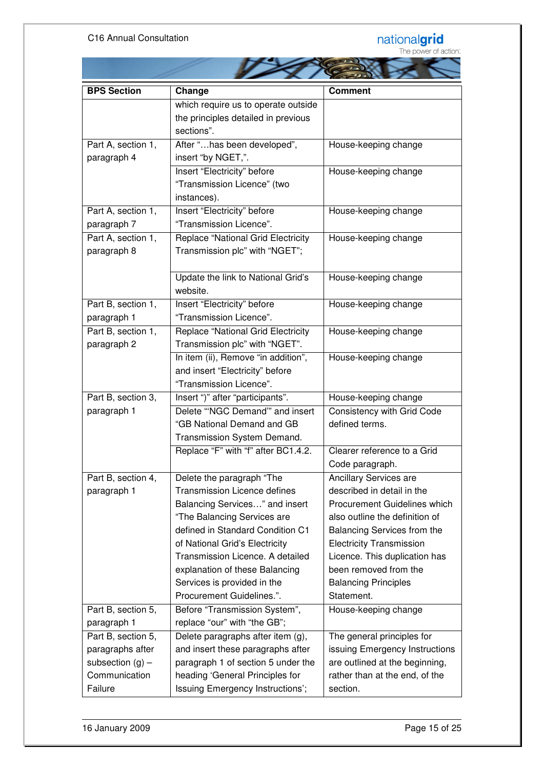| BPS Section | Change | Comment |
|---|---|---|
| | which require us to operate outside the principles detailed in previous sections". | |
| Part A, section 1, paragraph 4 | After "…has been developed", insert "by NGET,". | House-keeping change |
| | Insert "Electricity" before "Transmission Licence" (two instances). | House-keeping change |
| Part A, section 1, paragraph 7 | Insert "Electricity" before "Transmission Licence". | House-keeping change |
| Part A, section 1, paragraph 8 | Replace "National Grid Electricity Transmission plc" with "NGET"; | House-keeping change |
| | Update the link to National Grid's website. | House-keeping change |
| Part B, section 1, paragraph 1 | Insert "Electricity" before "Transmission Licence". | House-keeping change |
| Part B, section 1, paragraph 2 | Replace "National Grid Electricity Transmission plc" with "NGET". | House-keeping change |
| | In item (ii), Remove "in addition", and insert "Electricity" before "Transmission Licence". | House-keeping change |
| Part B, section 3, paragraph 1 | Insert ")" after "participants". | House-keeping change |
| | Delete "'NGC Demand'" and insert "GB National Demand and GB Transmission System Demand. | Consistency with Grid Code defined terms. |
| | Replace "F" with "f" after BC1.4.2. | Clearer reference to a Grid Code paragraph. |
| Part B, section 4, paragraph 1 | Delete the paragraph "The Transmission Licence defines Balancing Services…" and insert "The Balancing Services are defined in Standard Condition C1 of National Grid's Electricity Transmission Licence. A detailed explanation of these Balancing Services is provided in the Procurement Guidelines.". | Ancillary Services are described in detail in the Procurement Guidelines which also outline the definition of Balancing Services from the Electricity Transmission Licence. This duplication has been removed from the Balancing Principles Statement. |
| Part B, section 5, paragraph 1 | Before "Transmission System", replace "our" with "the GB"; | House-keeping change |
| Part B, section 5, paragraphs after subsection (g) – Communication Failure | Delete paragraphs after item (g), and insert these paragraphs after paragraph 1 of section 5 under the heading 'General Principles for Issuing Emergency Instructions'; | The general principles for issuing Emergency Instructions are outlined at the beginning, rather than at the end, of the section. |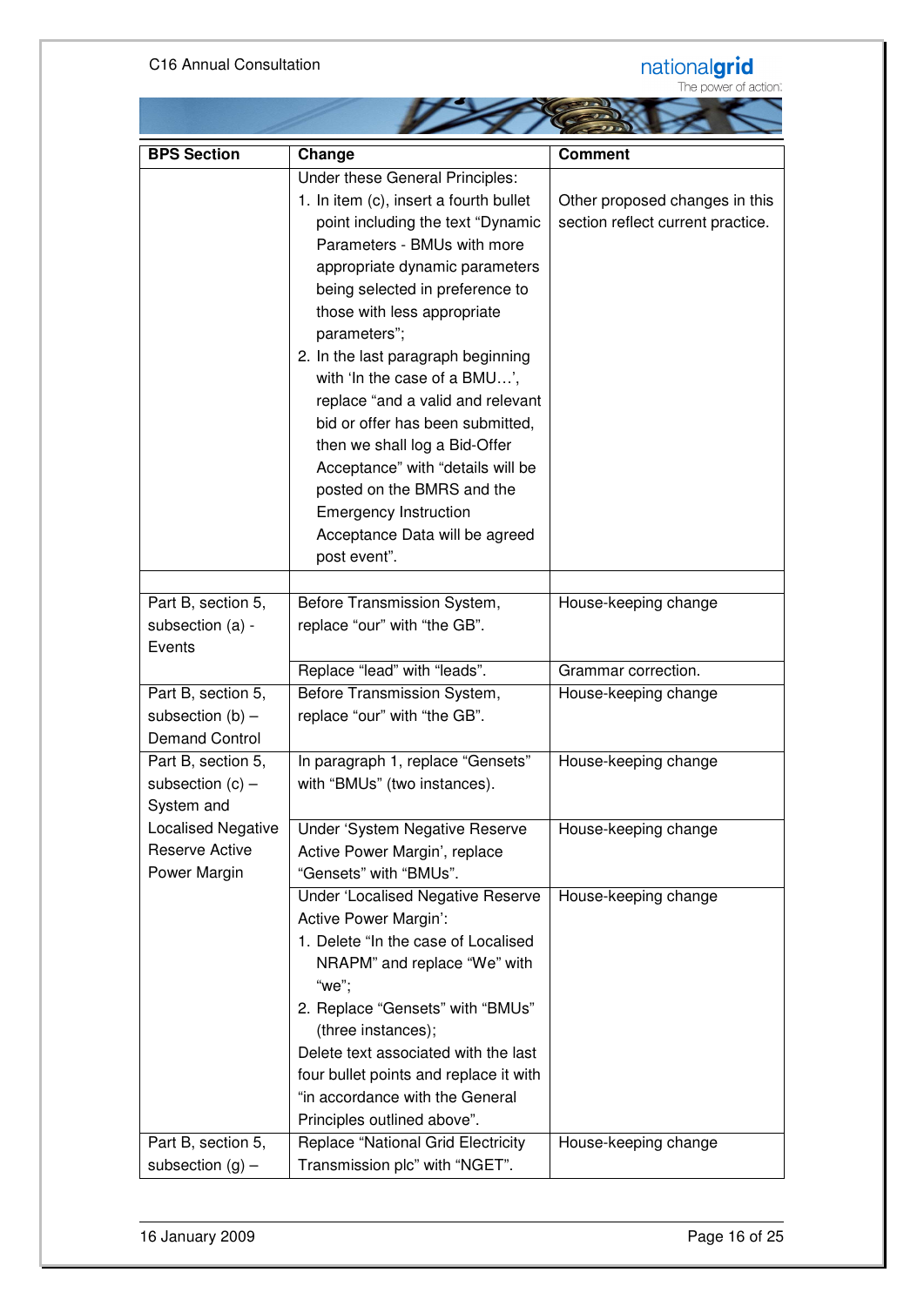| BPS Section | Change | Comment |
|---|---|---|
| | Under these General Principles:<br>1. In item (c), insert a fourth bullet point including the text "Dynamic Parameters - BMUs with more appropriate dynamic parameters being selected in preference to those with less appropriate parameters";<br>2. In the last paragraph beginning with 'In the case of a BMU…', replace "and a valid and relevant bid or offer has been submitted, then we shall log a Bid-Offer Acceptance" with "details will be posted on the BMRS and the Emergency Instruction Acceptance Data will be agreed post event". | Other proposed changes in this section reflect current practice. |
| | | |
| Part B, section 5, subsection (a) - Events | Before Transmission System, replace "our" with "the GB". | House-keeping change |
| | Replace "lead" with "leads". | Grammar correction. |
| Part B, section 5, subsection (b) – Demand Control | Before Transmission System, replace "our" with "the GB". | House-keeping change |
| Part B, section 5, subsection (c) – System and Localised Negative Reserve Active Power Margin | In paragraph 1, replace "Gensets" with "BMUs" (two instances). | House-keeping change |
| | Under 'System Negative Reserve Active Power Margin', replace "Gensets" with "BMUs". | House-keeping change |
| | Under 'Localised Negative Reserve Active Power Margin':<br>1. Delete "In the case of Localised NRAPM" and replace "We" with "we";<br>2. Replace "Gensets" with "BMUs" (three instances);<br>Delete text associated with the last four bullet points and replace it with "in accordance with the General Principles outlined above". | House-keeping change |
| Part B, section 5, subsection (g) – | Replace "National Grid Electricity Transmission plc" with "NGET". | House-keeping change |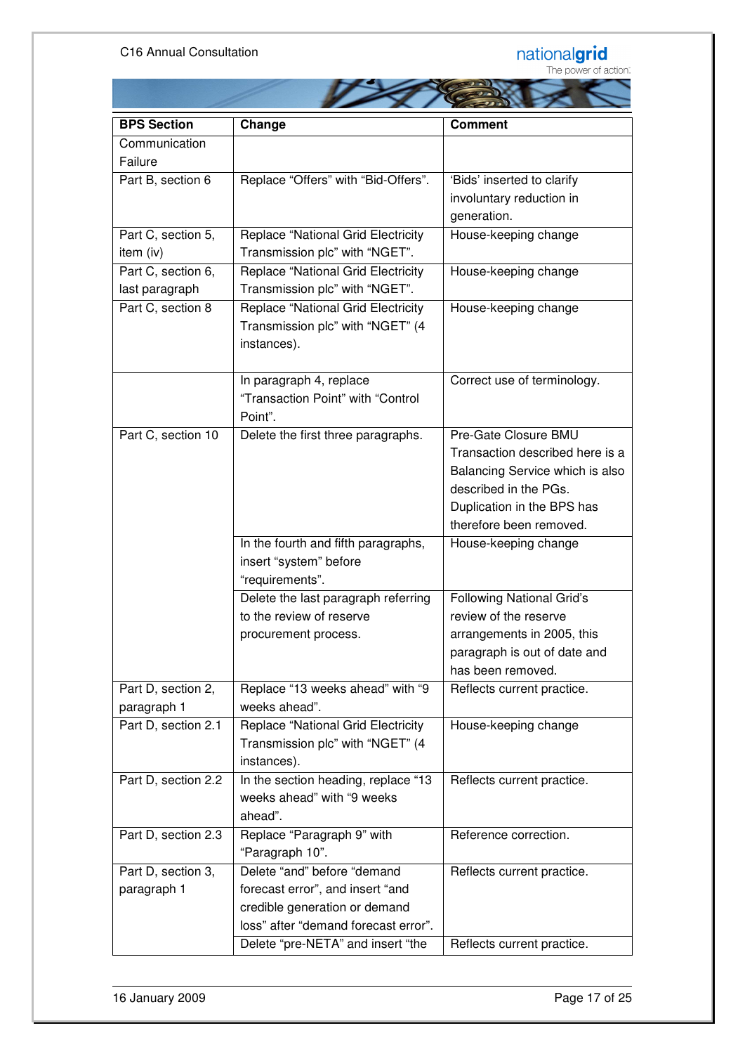| BPS Section | Change | Comment |
|---|---|---|
| Communication Failure | | |
| Part B, section 6 | Replace "Offers" with "Bid-Offers". | 'Bids' inserted to clarify involuntary reduction in generation. |
| Part C, section 5, item (iv) | Replace "National Grid Electricity Transmission plc" with "NGET". | House-keeping change |
| Part C, section 6, last paragraph | Replace "National Grid Electricity Transmission plc" with "NGET". | House-keeping change |
| Part C, section 8 | Replace "National Grid Electricity Transmission plc" with "NGET" (4 instances). | House-keeping change |
| | In paragraph 4, replace "Transaction Point" with "Control Point". | Correct use of terminology. |
| Part C, section 10 | Delete the first three paragraphs. | Pre-Gate Closure BMU Transaction described here is a Balancing Service which is also described in the PGs. Duplication in the BPS has therefore been removed. |
| | In the fourth and fifth paragraphs, insert "system" before "requirements". | House-keeping change |
| | Delete the last paragraph referring to the review of reserve procurement process. | Following National Grid's review of the reserve arrangements in 2005, this paragraph is out of date and has been removed. |
| Part D, section 2, paragraph 1 | Replace "13 weeks ahead" with "9 weeks ahead". | Reflects current practice. |
| Part D, section 2.1 | Replace "National Grid Electricity Transmission plc" with "NGET" (4 instances). | House-keeping change |
| Part D, section 2.2 | In the section heading, replace "13 weeks ahead" with "9 weeks ahead". | Reflects current practice. |
| Part D, section 2.3 | Replace "Paragraph 9" with "Paragraph 10". | Reference correction. |
| Part D, section 3, paragraph 1 | Delete "and" before "demand forecast error", and insert "and credible generation or demand loss" after "demand forecast error". | Reflects current practice. |
| | Delete "pre-NETA" and insert "the | Reflects current practice. |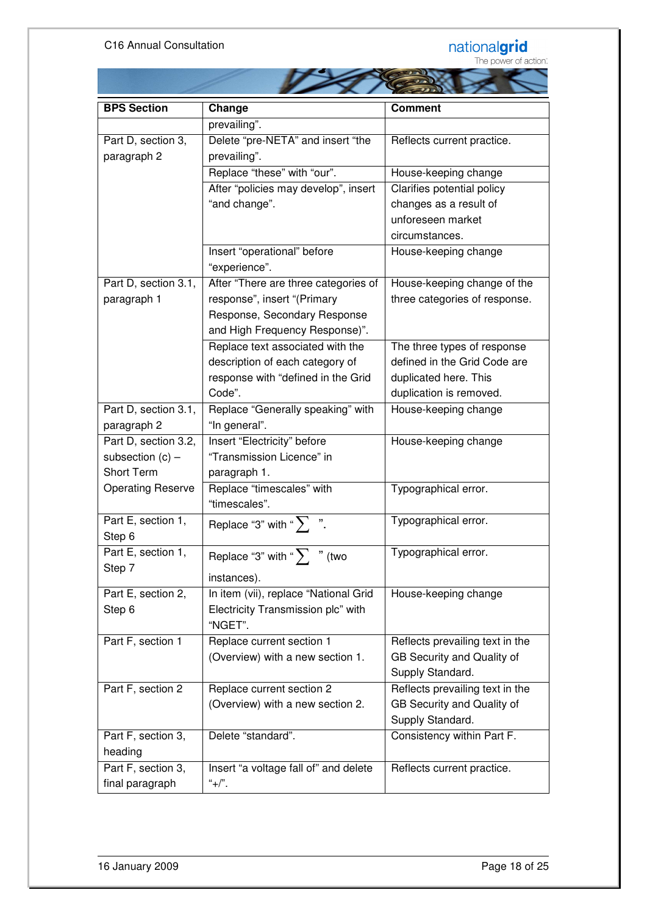| BPS Section | Change | Comment |
|---|---|---|
| | prevailing". | |
| Part D, section 3, paragraph 2 | Delete "pre-NETA" and insert "the prevailing". | Reflects current practice. |
| | Replace "these" with "our". | House-keeping change |
| | After "policies may develop", insert "and change". | Clarifies potential policy changes as a result of unforeseen market circumstances. |
| | Insert "operational" before "experience". | House-keeping change |
| Part D, section 3.1, paragraph 1 | After "There are three categories of response", insert "(Primary Response, Secondary Response and High Frequency Response)". | House-keeping change of the three categories of response. |
| | Replace text associated with the description of each category of response with "defined in the Grid Code". | The three types of response defined in the Grid Code are duplicated here. This duplication is removed. |
| Part D, section 3.1, paragraph 2 | Replace "Generally speaking" with "In general". | House-keeping change |
| Part D, section 3.2, subsection (c) – Short Term Operating Reserve | Insert "Electricity" before "Transmission Licence" in paragraph 1. | House-keeping change |
| | Replace "timescales" with "timescales". | Typographical error. |
| Part E, section 1, Step 6 | Replace "3" with "$\sum$". | Typographical error. |
| Part E, section 1, Step 7 | Replace "3" with "$\sum$" (two instances). | Typographical error. |
| Part E, section 2, Step 6 | In item (vii), replace "National Grid Electricity Transmission plc" with "NGET". | House-keeping change |
| Part F, section 1 | Replace current section 1 (Overview) with a new section 1. | Reflects prevailing text in the GB Security and Quality of Supply Standard. |
| Part F, section 2 | Replace current section 2 (Overview) with a new section 2. | Reflects prevailing text in the GB Security and Quality of Supply Standard. |
| Part F, section 3, heading | Delete "standard". | Consistency within Part F. |
| Part F, section 3, final paragraph | Insert "a voltage fall of" and delete "+/". | Reflects current practice. |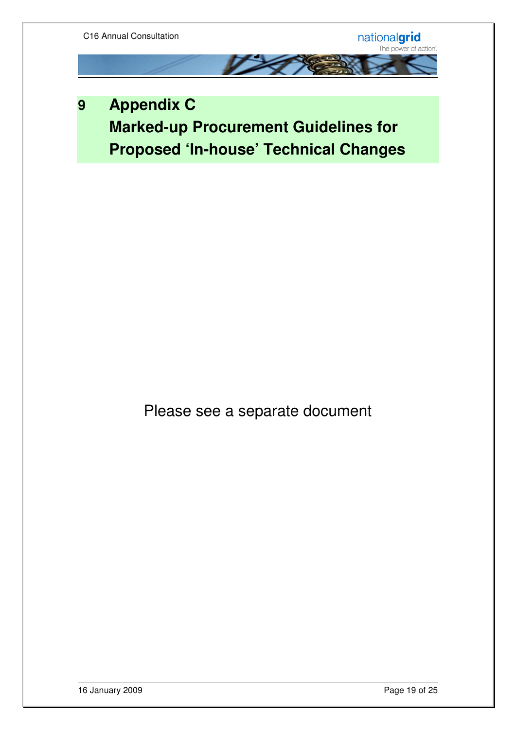# 9 Appendix C Marked-up Procurement Guidelines for Proposed 'In-house' Technical Changes

Please see a separate document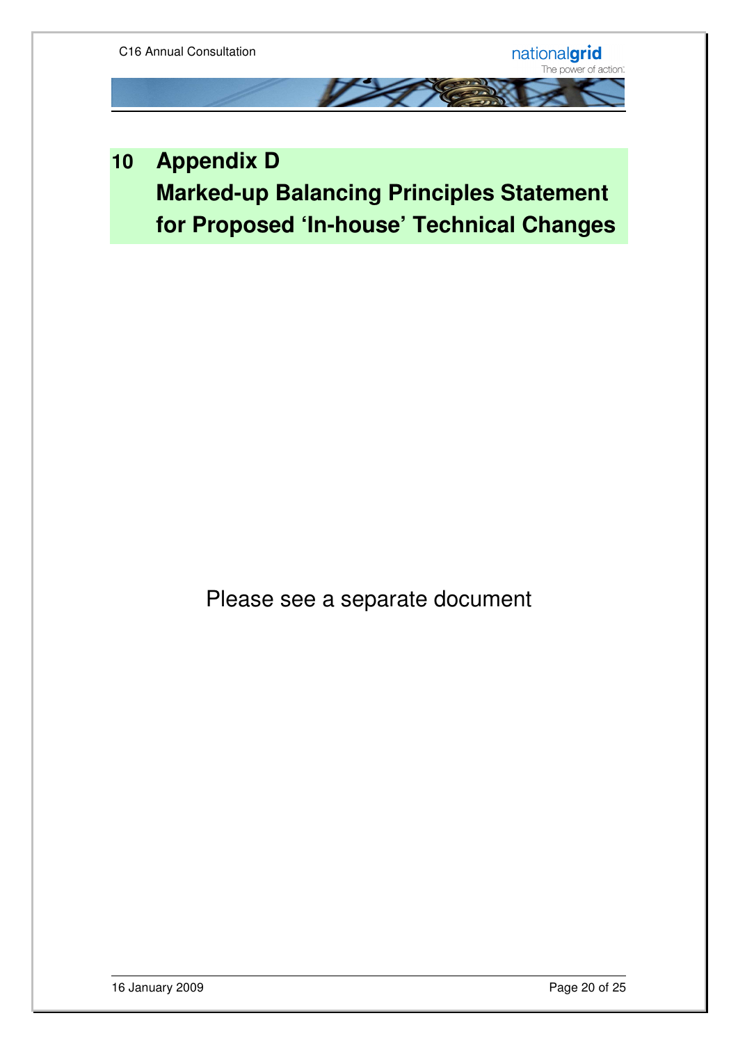# 10 Appendix D Marked-up Balancing Principles Statement for Proposed 'In-house' Technical Changes

Please see a separate document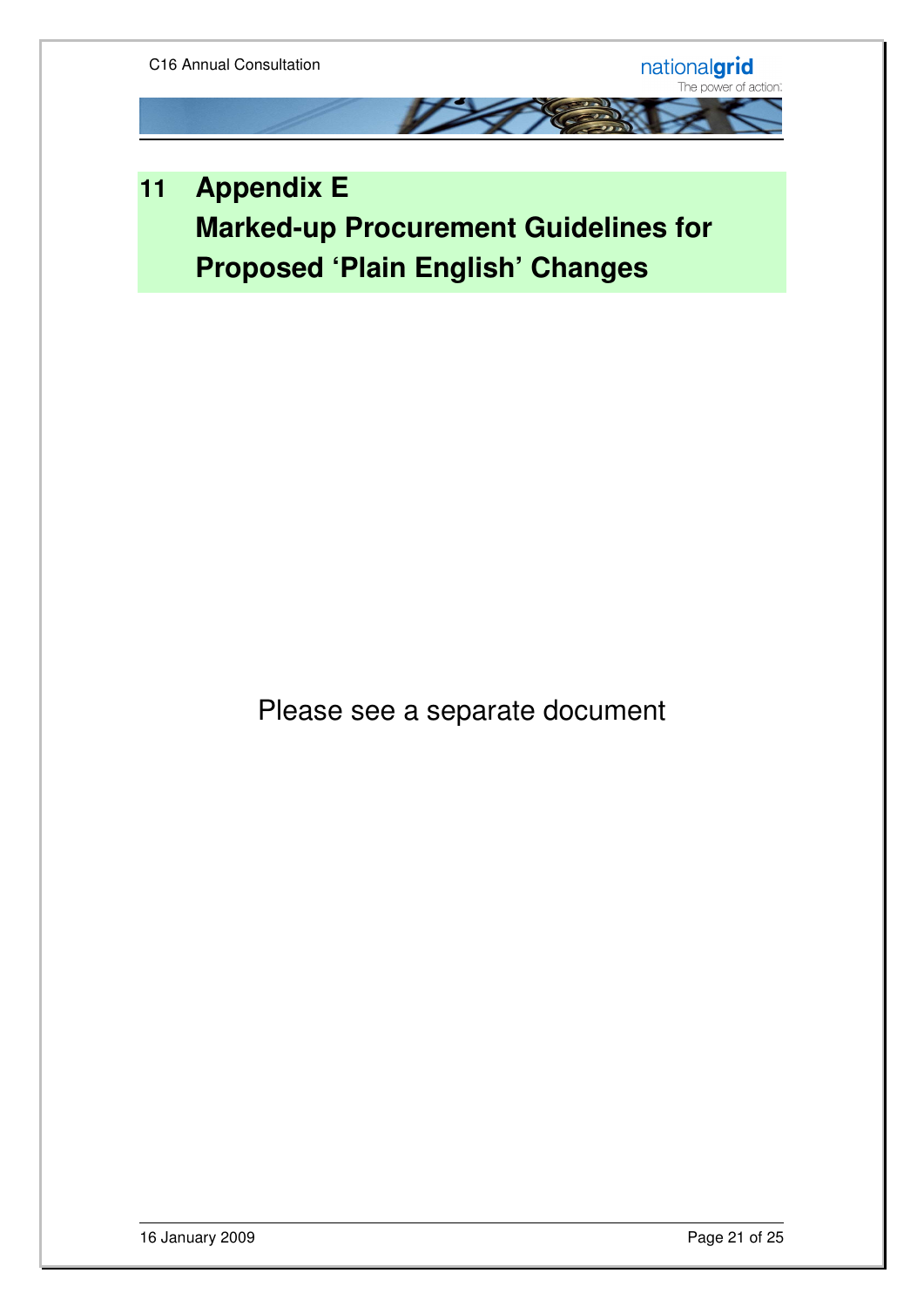# 11 Appendix E Marked-up Procurement Guidelines for Proposed 'Plain English' Changes

Please see a separate document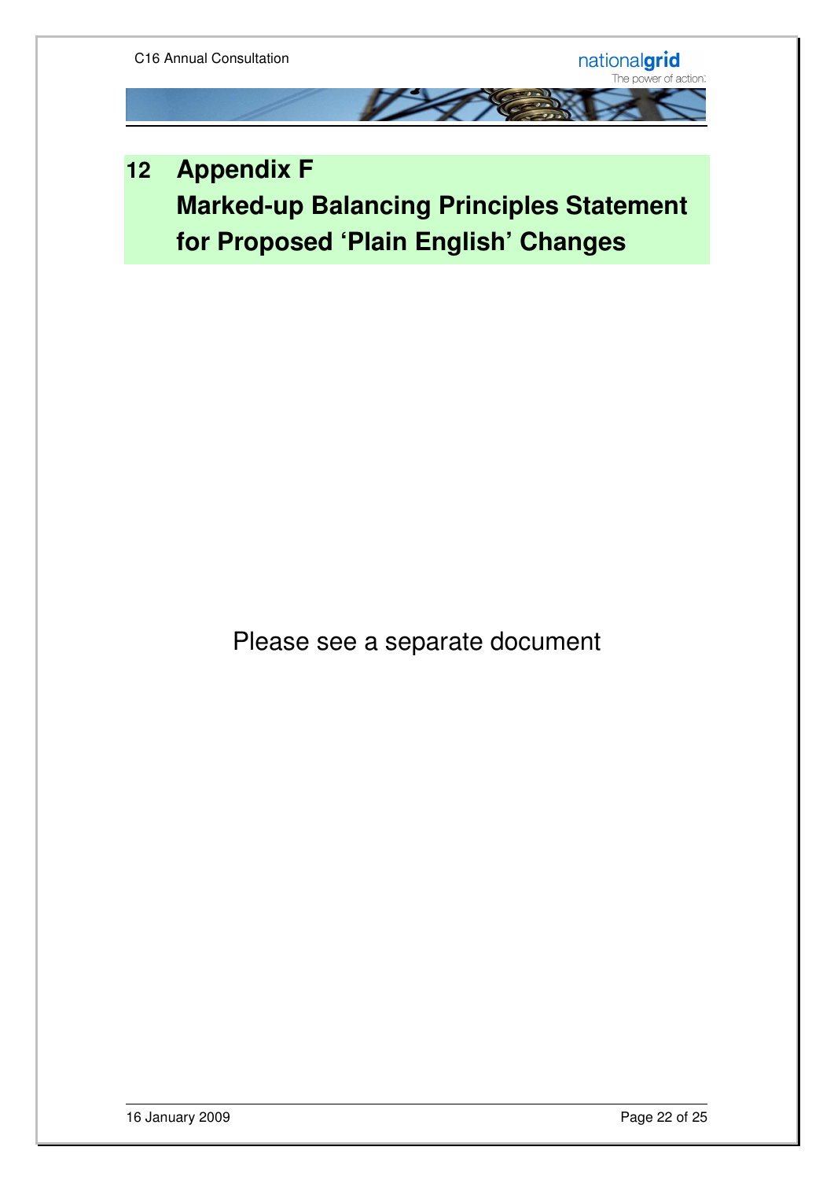# 12 Appendix F Marked-up Balancing Principles Statement for Proposed 'Plain English' Changes

Please see a separate document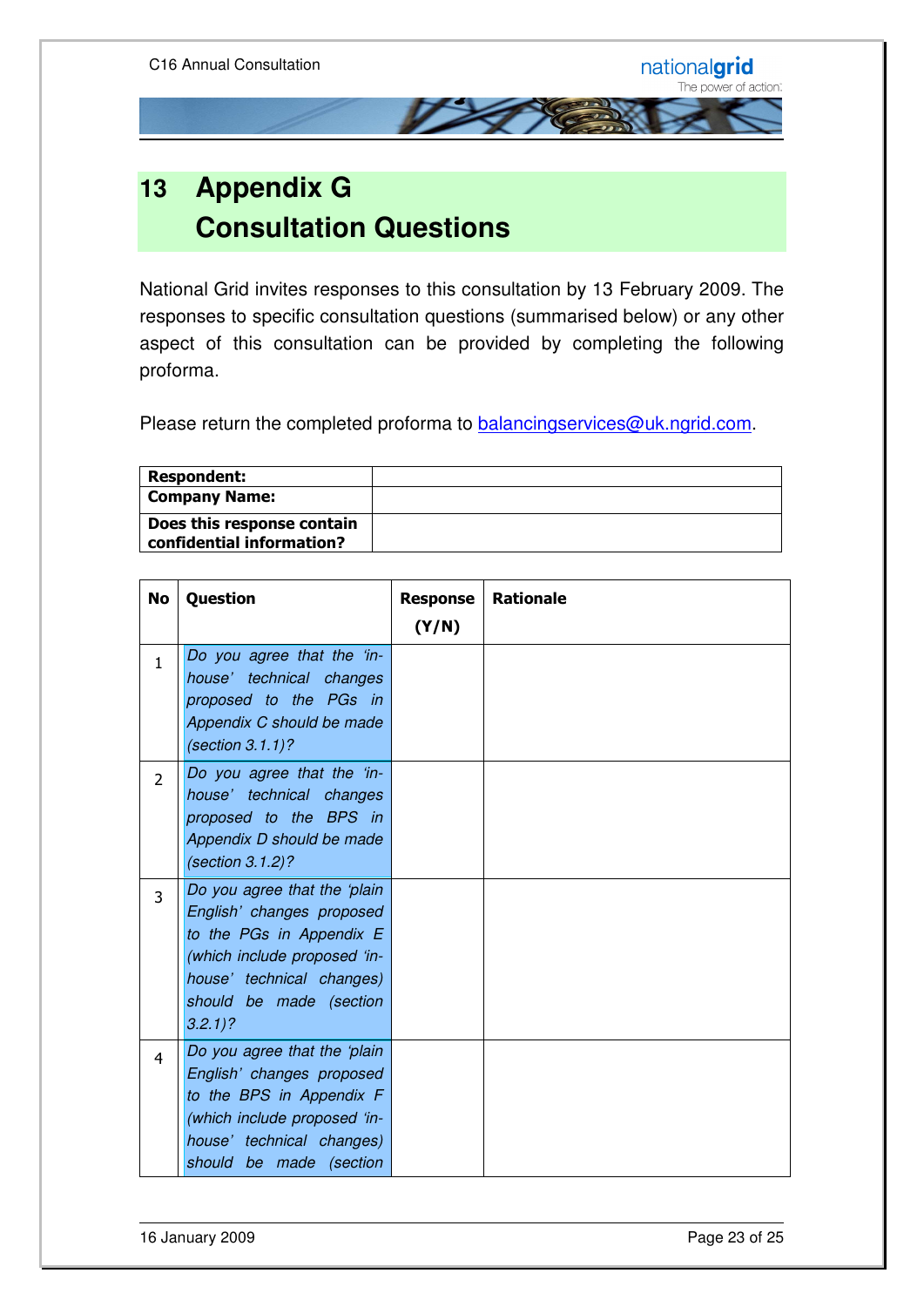# 13 Appendix G Consultation Questions

National Grid invites responses to this consultation by 13 February 2009. The responses to specific consultation questions (summarised below) or any other aspect of this consultation can be provided by completing the following proforma.

Please return the completed proforma to balancingservices@uk.ngrid.com.

| **Respondent:** | |
|---|---|
| **Company Name:** | |
| **Does this response contain confidential information?** | |

| No | Question | Response (Y/N) | Rationale |
|---|---|---|---|
| 1 | *Do you agree that the 'in-house' technical changes proposed to the PGs in Appendix C should be made (section 3.1.1)?* | | |
| 2 | *Do you agree that the 'in-house' technical changes proposed to the BPS in Appendix D should be made (section 3.1.2)?* | | |
| 3 | *Do you agree that the 'plain English' changes proposed to the PGs in Appendix E (which include proposed 'in-house' technical changes) should be made (section 3.2.1)?* | | |
| 4 | *Do you agree that the 'plain English' changes proposed to the BPS in Appendix F (which include proposed 'in-house' technical changes) should be made (section* | | |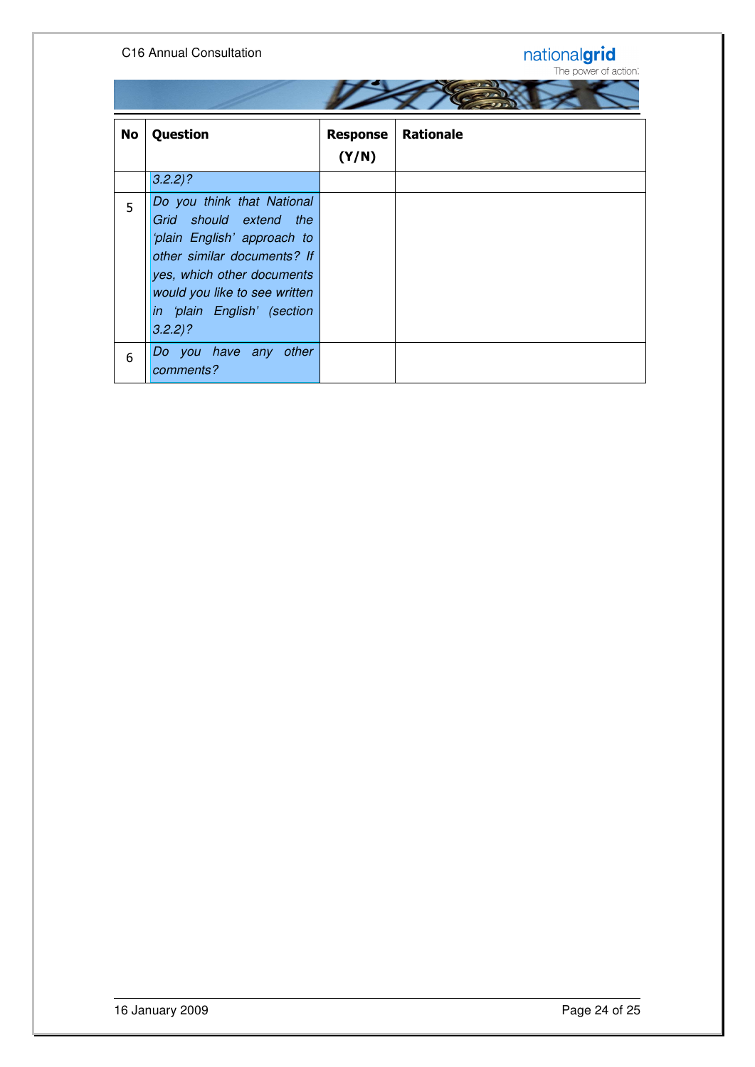| No | Question | Response (Y/N) | Rationale |
|---|---|---|---|
| | *3.2.2)?* | | |
| 5 | *Do you think that National Grid should extend the 'plain English' approach to other similar documents? If yes, which other documents would you like to see written in 'plain English' (section 3.2.2)?* | | |
| 6 | *Do you have any other comments?* | | |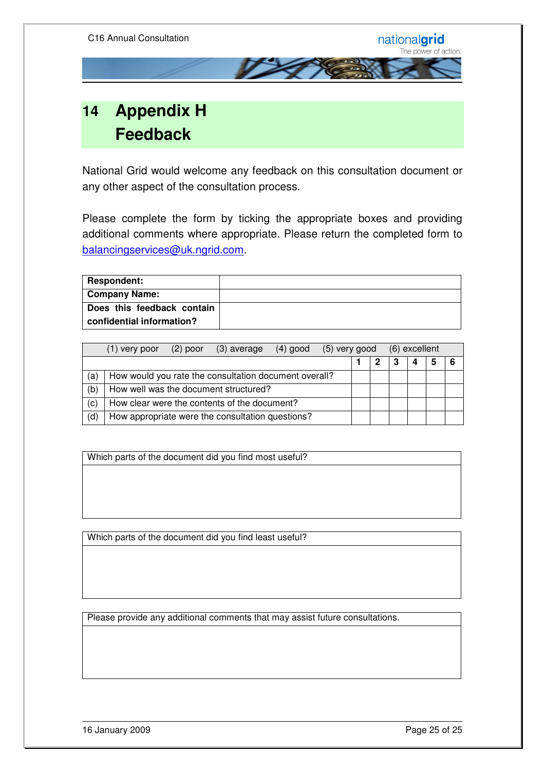# 14 Appendix H Feedback

National Grid would welcome any feedback on this consultation document or any other aspect of the consultation process.

Please complete the form by ticking the appropriate boxes and providing additional comments where appropriate. Please return the completed form to balancingservices@uk.ngrid.com.

| | |
|---|---|
| **Respondent:** | |
| **Company Name:** | |
| **Does this feedback contain confidential information?** | |

(1) very poor (2) poor (3) average (4) good (5) very good (6) excellent

| | | 1 | 2 | 3 | 4 | 5 | 6 |
|---|---|---|---|---|---|---|---|
| (a) | How would you rate the consultation document overall? | | | | | | |
| (b) | How well was the document structured? | | | | | | |
| (c) | How clear were the contents of the document? | | | | | | |
| (d) | How appropriate were the consultation questions? | | | | | | |

| Which parts of the document did you find most useful? |
|---|
| |

| Which parts of the document did you find least useful? |
|---|
| |

| Please provide any additional comments that may assist future consultations. |
|---|
| |